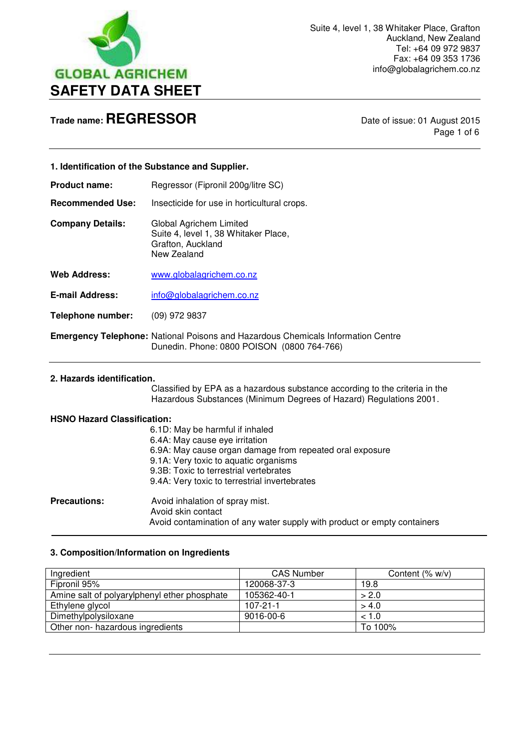GLOBAL AGRICHEM

# SAFETY DATA SHEET

Suite 4, level 1, 38 Whitaker Place, Grafton
Auckland, New Zealand
Tel: +64 09 972 9837
Fax: +64 09 353 1736
info@globalagrichem.co.nz

**Trade name: REGRESSOR**

Date of issue: 01 August 2015

## 1. Identification of the Substance and Supplier.

**Product name:** Regressor (Fipronil 200g/litre SC)

**Recommended Use:** Insecticide for use in horticultural crops.

**Company Details:** Global Agrichem Limited
Suite 4, level 1, 38 Whitaker Place,
Grafton, Auckland
New Zealand

**Web Address:** www.globalagrichem.co.nz

**E-mail Address:** info@globalagrichem.co.nz

**Telephone number:** (09) 972 9837

**Emergency Telephone:** National Poisons and Hazardous Chemicals Information Centre Dunedin. Phone: 0800 POISON (0800 764-766)

## 2. Hazards identification.

Classified by EPA as a hazardous substance according to the criteria in the Hazardous Substances (Minimum Degrees of Hazard) Regulations 2001.

**HSNO Hazard Classification:**

6.1D: May be harmful if inhaled
6.4A: May cause eye irritation
6.9A: May cause organ damage from repeated oral exposure
9.1A: Very toxic to aquatic organisms
9.3B: Toxic to terrestrial vertebrates
9.4A: Very toxic to terrestrial invertebrates

**Precautions:** Avoid inhalation of spray mist.
Avoid skin contact
Avoid contamination of any water supply with product or empty containers

## 3. Composition/Information on Ingredients

| Ingredient | CAS Number | Content (% w/v) |
|---|---|---|
| Fipronil 95% | 120068-37-3 | 19.8 |
| Amine salt of polyarylphenyl ether phosphate | 105362-40-1 | > 2.0 |
| Ethylene glycol | 107-21-1 | > 4.0 |
| Dimethylpolysiloxane | 9016-00-6 | < 1.0 |
| Other non- hazardous ingredients | | To 100% |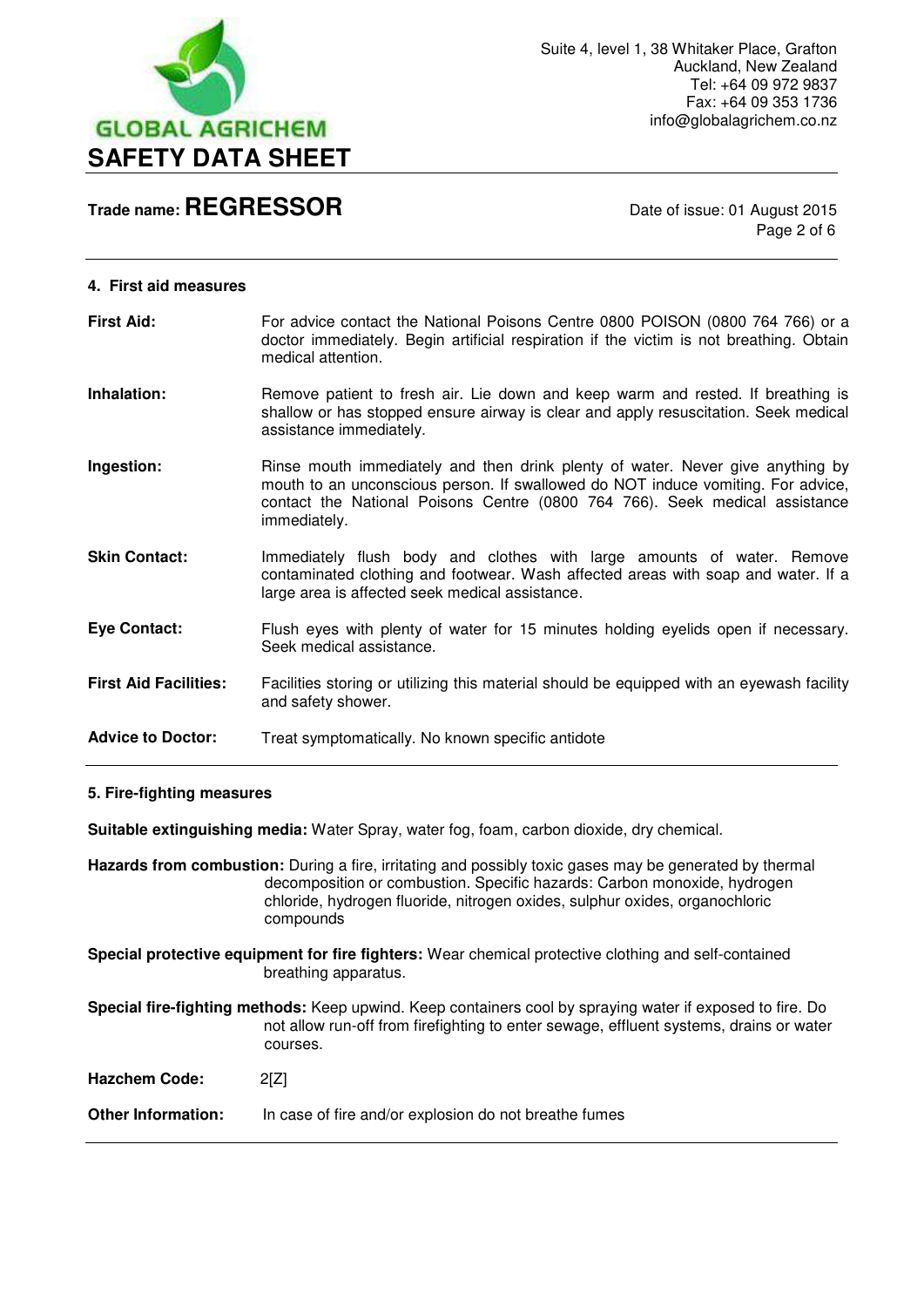## 4. First aid measures

**First Aid:** For advice contact the National Poisons Centre 0800 POISON (0800 764 766) or a doctor immediately. Begin artificial respiration if the victim is not breathing. Obtain medical attention.

**Inhalation:** Remove patient to fresh air. Lie down and keep warm and rested. If breathing is shallow or has stopped ensure airway is clear and apply resuscitation. Seek medical assistance immediately.

**Ingestion:** Rinse mouth immediately and then drink plenty of water. Never give anything by mouth to an unconscious person. If swallowed do NOT induce vomiting. For advice, contact the National Poisons Centre (0800 764 766). Seek medical assistance immediately.

**Skin Contact:** Immediately flush body and clothes with large amounts of water. Remove contaminated clothing and footwear. Wash affected areas with soap and water. If a large area is affected seek medical assistance.

**Eye Contact:** Flush eyes with plenty of water for 15 minutes holding eyelids open if necessary. Seek medical assistance.

**First Aid Facilities:** Facilities storing or utilizing this material should be equipped with an eyewash facility and safety shower.

**Advice to Doctor:** Treat symptomatically. No known specific antidote

## 5. Fire-fighting measures

**Suitable extinguishing media:** Water Spray, water fog, foam, carbon dioxide, dry chemical.

**Hazards from combustion:** During a fire, irritating and possibly toxic gases may be generated by thermal decomposition or combustion. Specific hazards: Carbon monoxide, hydrogen chloride, hydrogen fluoride, nitrogen oxides, sulphur oxides, organochloric compounds

**Special protective equipment for fire fighters:** Wear chemical protective clothing and self-contained breathing apparatus.

**Special fire-fighting methods:** Keep upwind. Keep containers cool by spraying water if exposed to fire. Do not allow run-off from firefighting to enter sewage, effluent systems, drains or water courses.

**Hazchem Code:** 2[Z]

**Other Information:** In case of fire and/or explosion do not breathe fumes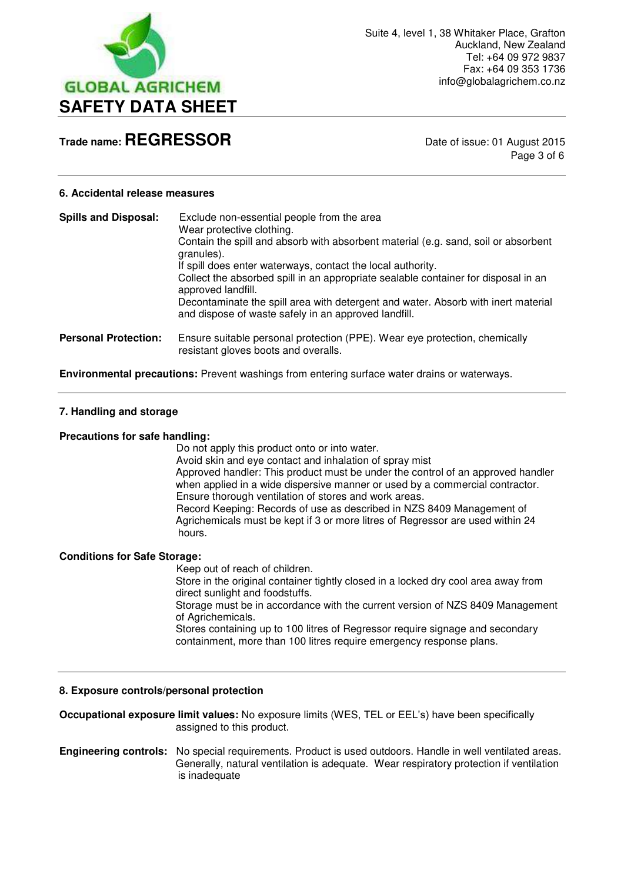## 6. Accidental release measures

**Spills and Disposal:**

Exclude non-essential people from the area
Wear protective clothing.
Contain the spill and absorb with absorbent material (e.g. sand, soil or absorbent granules).
If spill does enter waterways, contact the local authority.
Collect the absorbed spill in an appropriate sealable container for disposal in an approved landfill.
Decontaminate the spill area with detergent and water. Absorb with inert material and dispose of waste safely in an approved landfill.

**Personal Protection:** Ensure suitable personal protection (PPE). Wear eye protection, chemically resistant gloves boots and overalls.

**Environmental precautions:** Prevent washings from entering surface water drains or waterways.

## 7. Handling and storage

**Precautions for safe handling:**

Do not apply this product onto or into water.
Avoid skin and eye contact and inhalation of spray mist
Approved handler: This product must be under the control of an approved handler when applied in a wide dispersive manner or used by a commercial contractor.
Ensure thorough ventilation of stores and work areas.
Record Keeping: Records of use as described in NZS 8409 Management of Agrichemicals must be kept if 3 or more litres of Regressor are used within 24 hours.

**Conditions for Safe Storage:**

Keep out of reach of children.
Store in the original container tightly closed in a locked dry cool area away from direct sunlight and foodstuffs.
Storage must be in accordance with the current version of NZS 8409 Management of Agrichemicals.
Stores containing up to 100 litres of Regressor require signage and secondary containment, more than 100 litres require emergency response plans.

## 8. Exposure controls/personal protection

**Occupational exposure limit values:** No exposure limits (WES, TEL or EEL's) have been specifically assigned to this product.

**Engineering controls:** No special requirements. Product is used outdoors. Handle in well ventilated areas. Generally, natural ventilation is adequate. Wear respiratory protection if ventilation is inadequate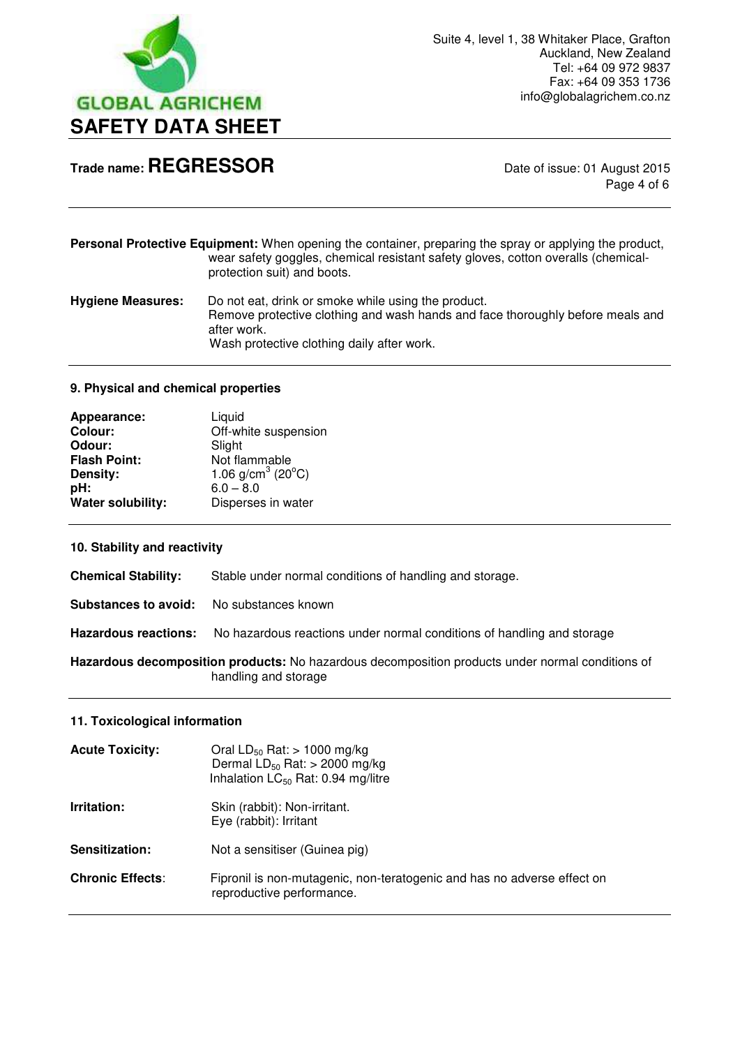**Personal Protective Equipment:** When opening the container, preparing the spray or applying the product, wear safety goggles, chemical resistant safety gloves, cotton overalls (chemical-protection suit) and boots.

**Hygiene Measures:** Do not eat, drink or smoke while using the product.
Remove protective clothing and wash hands and face thoroughly before meals and after work.
Wash protective clothing daily after work.

### 9. Physical and chemical properties

**Appearance:** Liquid
**Colour:** Off-white suspension
**Odour:** Slight
**Flash Point:** Not flammable
**Density:** 1.06 g/cm$^3$ (20$^o$C)
**pH:** 6.0 – 8.0
**Water solubility:** Disperses in water

### 10. Stability and reactivity

**Chemical Stability:** Stable under normal conditions of handling and storage.

**Substances to avoid:** No substances known

**Hazardous reactions:** No hazardous reactions under normal conditions of handling and storage

**Hazardous decomposition products:** No hazardous decomposition products under normal conditions of handling and storage

### 11. Toxicological information

**Acute Toxicity:** Oral $LD_{50}$ Rat: > 1000 mg/kg
Dermal $LD_{50}$ Rat: > 2000 mg/kg
Inhalation $LC_{50}$ Rat: 0.94 mg/litre

**Irritation:** Skin (rabbit): Non-irritant.
Eye (rabbit): Irritant

**Sensitization:** Not a sensitiser (Guinea pig)

**Chronic Effects**: Fipronil is non-mutagenic, non-teratogenic and has no adverse effect on reproductive performance.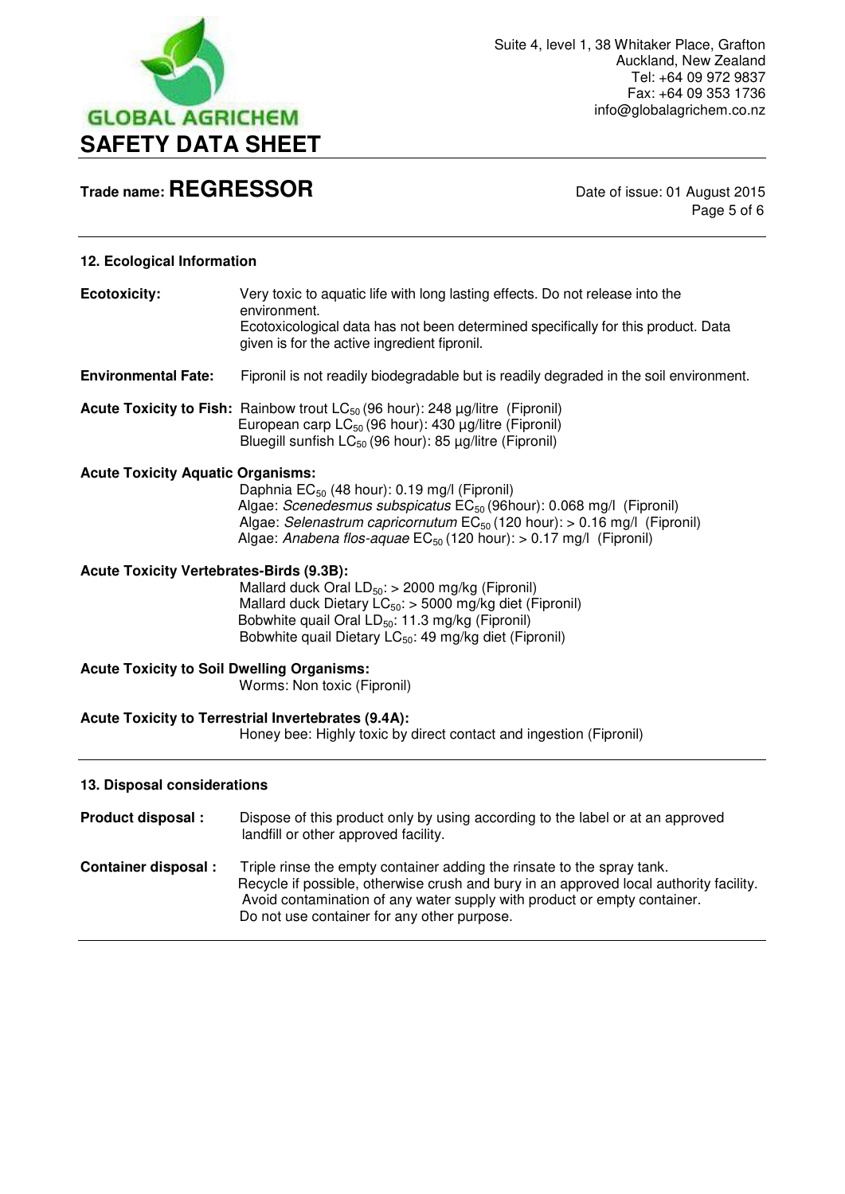## 12. Ecological Information

**Ecotoxicity:** Very toxic to aquatic life with long lasting effects. Do not release into the environment.
Ecotoxicological data has not been determined specifically for this product. Data given is for the active ingredient fipronil.

**Environmental Fate:** Fipronil is not readily biodegradable but is readily degraded in the soil environment.

**Acute Toxicity to Fish:** Rainbow trout $LC_{50}$ (96 hour): 248 µg/litre (Fipronil)
European carp $LC_{50}$ (96 hour): 430 µg/litre (Fipronil)
Bluegill sunfish $LC_{50}$ (96 hour): 85 µg/litre (Fipronil)

**Acute Toxicity Aquatic Organisms:**
Daphnia $EC_{50}$ (48 hour): 0.19 mg/l (Fipronil)
Algae: *Scenedesmus subspicatus* $EC_{50}$ (96hour): 0.068 mg/l (Fipronil)
Algae: *Selenastrum capricornutum* $EC_{50}$ (120 hour): > 0.16 mg/l (Fipronil)
Algae: *Anabena flos-aquae* $EC_{50}$ (120 hour): > 0.17 mg/l (Fipronil)

**Acute Toxicity Vertebrates-Birds (9.3B):**
Mallard duck Oral $LD_{50}$: > 2000 mg/kg (Fipronil)
Mallard duck Dietary $LC_{50}$: > 5000 mg/kg diet (Fipronil)
Bobwhite quail Oral $LD_{50}$: 11.3 mg/kg (Fipronil)
Bobwhite quail Dietary $LC_{50}$: 49 mg/kg diet (Fipronil)

**Acute Toxicity to Soil Dwelling Organisms:**
Worms: Non toxic (Fipronil)

**Acute Toxicity to Terrestrial Invertebrates (9.4A):**
Honey bee: Highly toxic by direct contact and ingestion (Fipronil)

## 13. Disposal considerations

**Product disposal :** Dispose of this product only by using according to the label or at an approved landfill or other approved facility.

**Container disposal :** Triple rinse the empty container adding the rinsate to the spray tank.
Recycle if possible, otherwise crush and bury in an approved local authority facility.
Avoid contamination of any water supply with product or empty container.
Do not use container for any other purpose.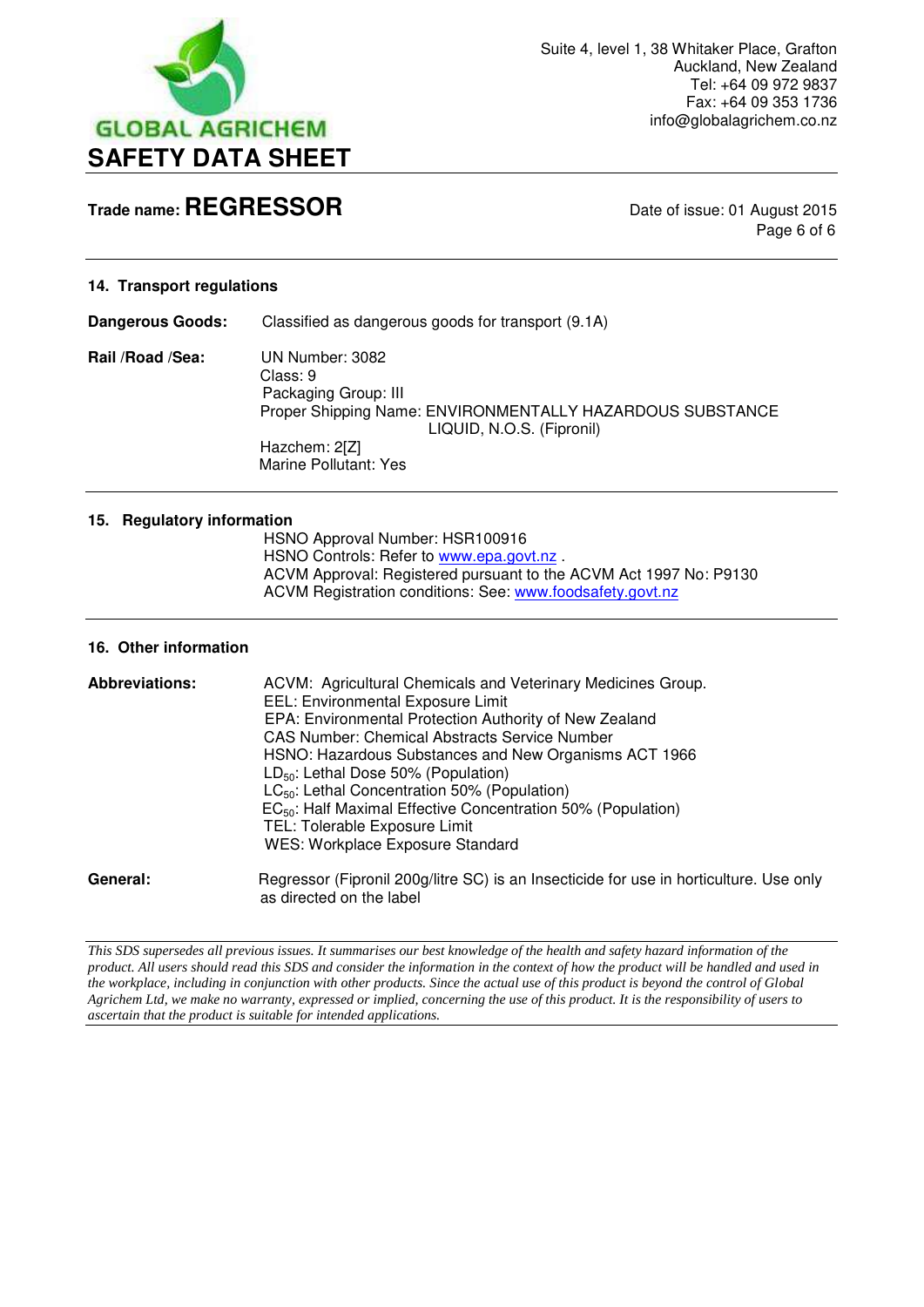## 14. Transport regulations

| | |
|---|---|
| **Dangerous Goods:** | Classified as dangerous goods for transport (9.1A) |
| **Rail /Road /Sea:** | UN Number: 3082<br>Class: 9<br>Packaging Group: III<br>Proper Shipping Name: ENVIRONMENTALLY HAZARDOUS SUBSTANCE LIQUID, N.O.S. (Fipronil)<br>Hazchem: 2[Z]<br>Marine Pollutant: Yes |

## 15. Regulatory information

HSNO Approval Number: HSR100916
HSNO Controls: Refer to www.epa.govt.nz .
ACVM Approval: Registered pursuant to the ACVM Act 1997 No: P9130
ACVM Registration conditions: See: www.foodsafety.govt.nz

## 16. Other information

**Abbreviations:**

ACVM: Agricultural Chemicals and Veterinary Medicines Group.
EEL: Environmental Exposure Limit
EPA: Environmental Protection Authority of New Zealand
CAS Number: Chemical Abstracts Service Number
HSNO: Hazardous Substances and New Organisms ACT 1966
$LD_{50}$: Lethal Dose 50% (Population)
$LC_{50}$: Lethal Concentration 50% (Population)
$EC_{50}$: Half Maximal Effective Concentration 50% (Population)
TEL: Tolerable Exposure Limit
WES: Workplace Exposure Standard

**General:** Regressor (Fipronil 200g/litre SC) is an Insecticide for use in horticulture. Use only as directed on the label

*This SDS supersedes all previous issues. It summarises our best knowledge of the health and safety hazard information of the product. All users should read this SDS and consider the information in the context of how the product will be handled and used in the workplace, including in conjunction with other products. Since the actual use of this product is beyond the control of Global Agrichem Ltd, we make no warranty, expressed or implied, concerning the use of this product. It is the responsibility of users to ascertain that the product is suitable for intended applications.*